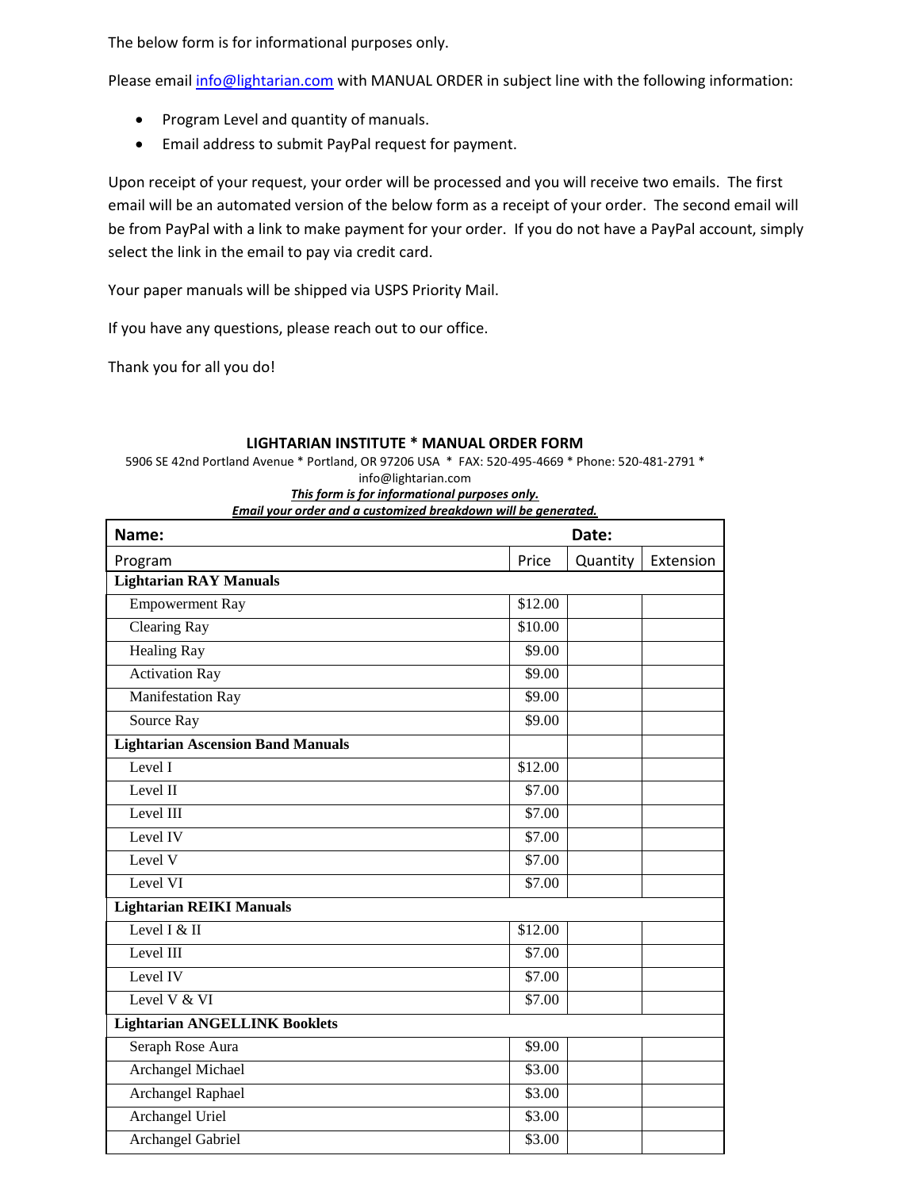The below form is for informational purposes only.

Please email info@lightarian.com with MANUAL ORDER in subject line with the following information:

- Program Level and quantity of manuals.
- Email address to submit PayPal request for payment.

Upon receipt of your request, your order will be processed and you will receive two emails. The first email will be an automated version of the below form as a receipt of your order. The second email will be from PayPal with a link to make payment for your order. If you do not have a PayPal account, simply select the link in the email to pay via credit card.

Your paper manuals will be shipped via USPS Priority Mail.

If you have any questions, please reach out to our office.

Thank you for all you do!

**LIGHTARIAN INSTITUTE * MANUAL ORDER FORM**

5906 SE 42nd Portland Avenue * Portland, OR 97206 USA * FAX: 520-495-4669 * Phone: 520-481-2791 * info@lightarian.com

***This form is for informational purposes only.***

***Email your order and a customized breakdown will be generated.***

| **Name:** | | **Date:** | |
|---|---|---|---|
| Program | Price | Quantity | Extension |
| **Lightarian RAY Manuals** | | | |
| Empowerment Ray | $12.00 | | |
| Clearing Ray | $10.00 | | |
| Healing Ray | $9.00 | | |
| Activation Ray | $9.00 | | |
| Manifestation Ray | $9.00 | | |
| Source Ray | $9.00 | | |
| **Lightarian Ascension Band Manuals** | | | |
| Level I | $12.00 | | |
| Level II | $7.00 | | |
| Level III | $7.00 | | |
| Level IV | $7.00 | | |
| Level V | $7.00 | | |
| Level VI | $7.00 | | |
| **Lightarian REIKI Manuals** | | | |
| Level I & II | $12.00 | | |
| Level III | $7.00 | | |
| Level IV | $7.00 | | |
| Level V & VI | $7.00 | | |
| **Lightarian ANGELLINK Booklets** | | | |
| Seraph Rose Aura | $9.00 | | |
| Archangel Michael | $3.00 | | |
| Archangel Raphael | $3.00 | | |
| Archangel Uriel | $3.00 | | |
| Archangel Gabriel | $3.00 | | |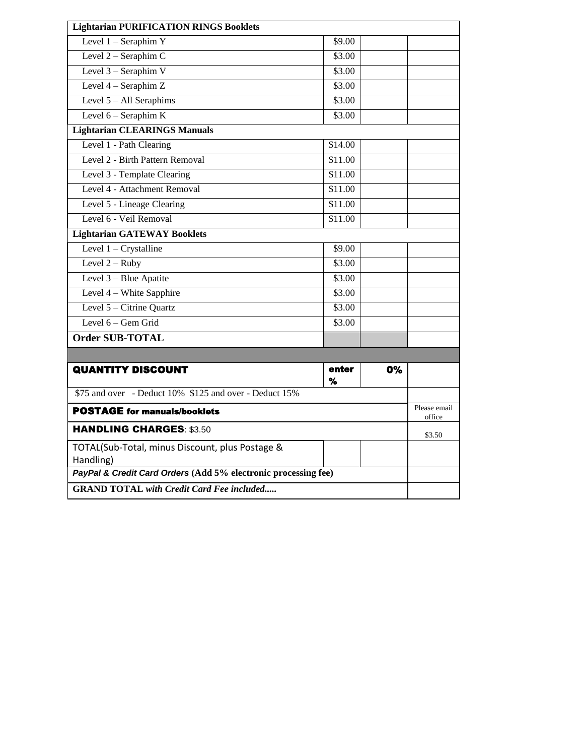| | | | |
|---|---|---|---|
| **Lightarian PURIFICATION RINGS Booklets** | | | |
| Level 1 – Seraphim Y | $9.00 | | |
| Level 2 – Seraphim C | $3.00 | | |
| Level 3 – Seraphim V | $3.00 | | |
| Level 4 – Seraphim Z | $3.00 | | |
| Level 5 – All Seraphims | $3.00 | | |
| Level 6 – Seraphim K | $3.00 | | |
| **Lightarian CLEARINGS Manuals** | | | |
| Level 1 - Path Clearing | $14.00 | | |
| Level 2 - Birth Pattern Removal | $11.00 | | |
| Level 3 - Template Clearing | $11.00 | | |
| Level 4 - Attachment Removal | $11.00 | | |
| Level 5 - Lineage Clearing | $11.00 | | |
| Level 6 - Veil Removal | $11.00 | | |
| **Lightarian GATEWAY Booklets** | | | |
| Level 1 – Crystalline | $9.00 | | |
| Level 2 – Ruby | $3.00 | | |
| Level 3 – Blue Apatite | $3.00 | | |
| Level 4 – White Sapphire | $3.00 | | |
| Level 5 – Citrine Quartz | $3.00 | | |
| Level 6 – Gem Grid | $3.00 | | |
| **Order SUB-TOTAL** | | | |
| | | | |
| **QUANTITY DISCOUNT** | **enter %** | **0%** | |
| $75 and over - Deduct 10% $125 and over - Deduct 15% | | | |
| **POSTAGE for manuals/booklets** | | | Please email office |
| **HANDLING CHARGES**: $3.50 | | | $3.50 |
| TOTAL(Sub-Total, minus Discount, plus Postage & Handling) | | | |
| ***PayPal & Credit Card Orders* (Add 5% electronic processing fee)** | | | |
| **GRAND TOTAL *with Credit Card Fee included.....*** | | | |